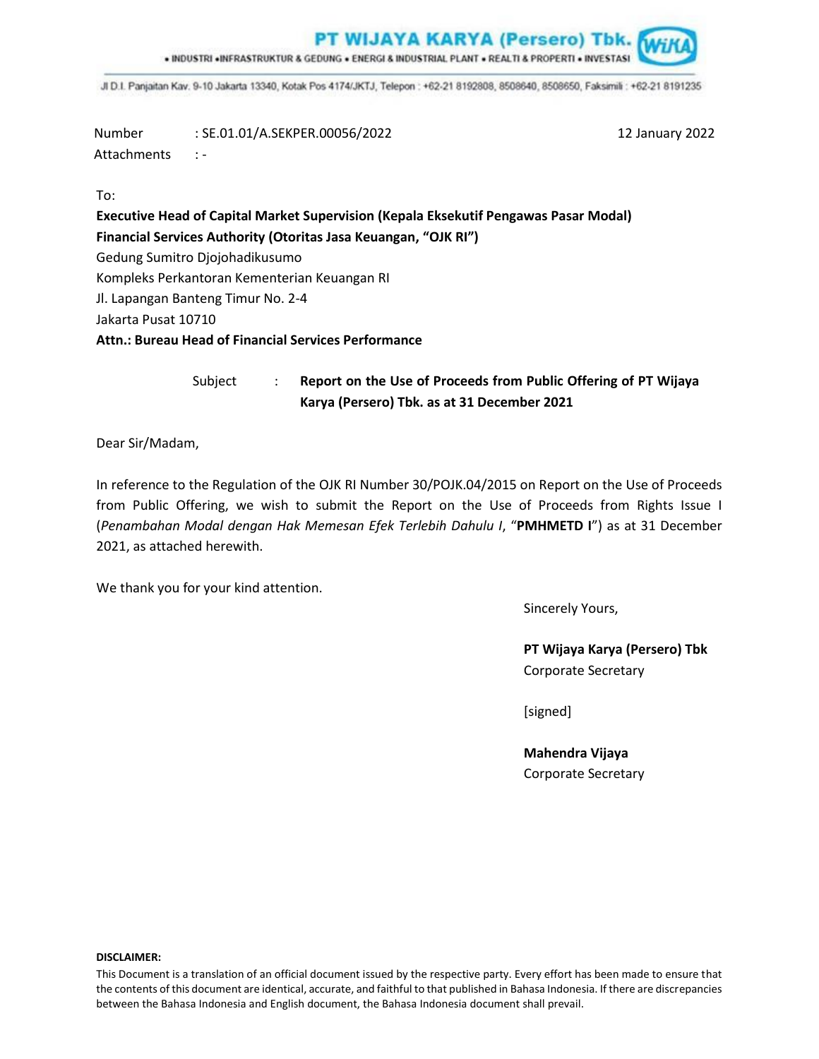**PT WIJAYA KARYA (Persero) Tbk.**

• INDUSTRI • INFRASTRUKTUR & GEDUNG • ENERGI & INDUSTRIAL PLANT • REALTI & PROPERTI • INVESTASI

Jl D.I. Panjaitan Kav. 9-10 Jakarta 13340, Kotak Pos 4174/JKTJ, Telepon : +62-21 8192808, 8508640, 8508650, Faksimili : +62-21 8191235

Number : SE.01.01/A.SEKPER.00056/2022

Attachments : -

12 January 2022

To:

**Executive Head of Capital Market Supervision (Kepala Eksekutif Pengawas Pasar Modal)**
**Financial Services Authority (Otoritas Jasa Keuangan, "OJK RI")**
Gedung Sumitro Djojohadikusumo
Kompleks Perkantoran Kementerian Keuangan RI
Jl. Lapangan Banteng Timur No. 2-4
Jakarta Pusat 10710
**Attn.: Bureau Head of Financial Services Performance**

Subject : **Report on the Use of Proceeds from Public Offering of PT Wijaya Karya (Persero) Tbk. as at 31 December 2021**

Dear Sir/Madam,

In reference to the Regulation of the OJK RI Number 30/POJK.04/2015 on Report on the Use of Proceeds from Public Offering, we wish to submit the Report on the Use of Proceeds from Rights Issue I (*Penambahan Modal dengan Hak Memesan Efek Terlebih Dahulu I*, "**PMHMETD I**") as at 31 December 2021, as attached herewith.

We thank you for your kind attention.

Sincerely Yours,

**PT Wijaya Karya (Persero) Tbk**
Corporate Secretary

[signed]

**Mahendra Vijaya**
Corporate Secretary

**DISCLAIMER:**
This Document is a translation of an official document issued by the respective party. Every effort has been made to ensure that the contents of this document are identical, accurate, and faithful to that published in Bahasa Indonesia. If there are discrepancies between the Bahasa Indonesia and English document, the Bahasa Indonesia document shall prevail.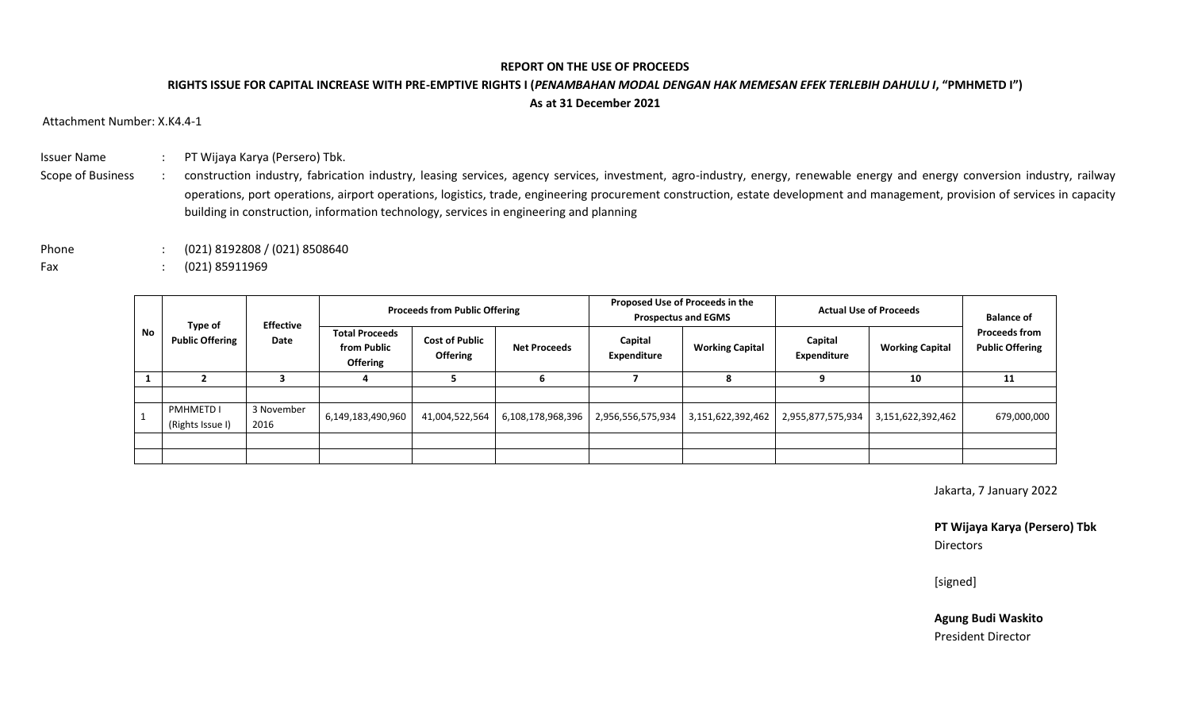**REPORT ON THE USE OF PROCEEDS**

**RIGHTS ISSUE FOR CAPITAL INCREASE WITH PRE-EMPTIVE RIGHTS I (*PENAMBAHAN MODAL DENGAN HAK MEMESAN EFEK TERLEBIH DAHULU I*, "PMHMETD I")**

**As at 31 December 2021**

Attachment Number: X.K4.4-1

Issuer Name : PT Wijaya Karya (Persero) Tbk.

Scope of Business : construction industry, fabrication industry, leasing services, agency services, investment, agro-industry, energy, renewable energy and energy conversion industry, railway operations, port operations, airport operations, logistics, trade, engineering procurement construction, estate development and management, provision of services in capacity building in construction, information technology, services in engineering and planning

Phone : (021) 8192808 / (021) 8508640

Fax : (021) 85911969

| No | Type of Public Offering | Effective Date | Proceeds from Public Offering | | | Proposed Use of Proceeds in the Prospectus and EGMS | | Actual Use of Proceeds | | Balance of Proceeds from Public Offering |
|---|---|---|---|---|---|---|---|---|---|---|
| | | | Total Proceeds from Public Offering | Cost of Public Offering | Net Proceeds | Capital Expenditure | Working Capital | Capital Expenditure | Working Capital | |
| 1 | 2 | 3 | 4 | 5 | 6 | 7 | 8 | 9 | 10 | 11 |
| | | | | | | | | | | |
| 1 | PMHMETD I (Rights Issue I) | 3 November 2016 | 6,149,183,490,960 | 41,004,522,564 | 6,108,178,968,396 | 2,956,556,575,934 | 3,151,622,392,462 | 2,955,877,575,934 | 3,151,622,392,462 | 679,000,000 |
| | | | | | | | | | | |
| | | | | | | | | | | |

Jakarta, 7 January 2022

**PT Wijaya Karya (Persero) Tbk**
Directors

[signed]

**Agung Budi Waskito**
President Director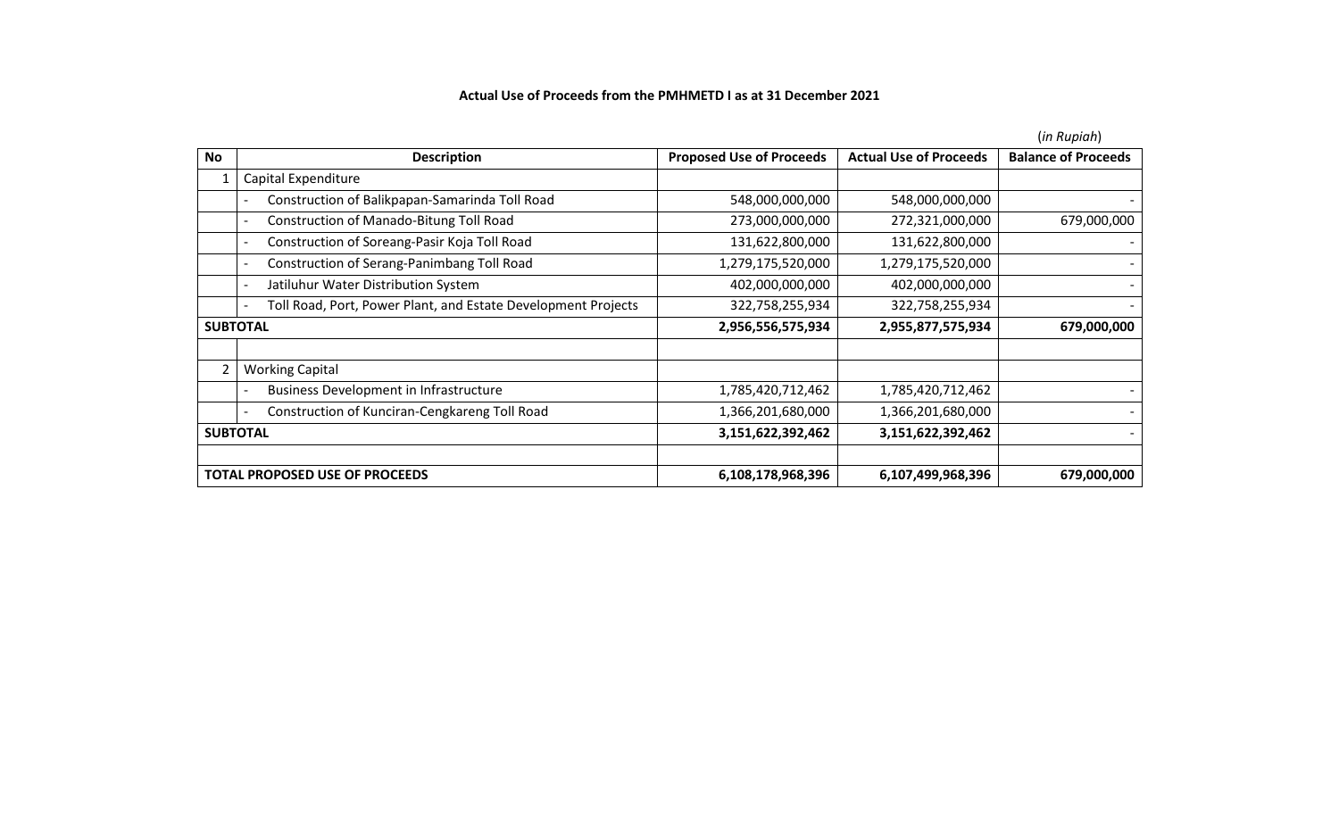**Actual Use of Proceeds from the PMHMETD I as at 31 December 2021**

(*in Rupiah*)

| No | Description | Proposed Use of Proceeds | Actual Use of Proceeds | Balance of Proceeds |
|---|---|---|---|---|
| 1 | Capital Expenditure | | | |
| | - Construction of Balikpapan-Samarinda Toll Road | 548,000,000,000 | 548,000,000,000 | - |
| | - Construction of Manado-Bitung Toll Road | 273,000,000,000 | 272,321,000,000 | 679,000,000 |
| | - Construction of Soreang-Pasir Koja Toll Road | 131,622,800,000 | 131,622,800,000 | - |
| | - Construction of Serang-Panimbang Toll Road | 1,279,175,520,000 | 1,279,175,520,000 | - |
| | - Jatiluhur Water Distribution System | 402,000,000,000 | 402,000,000,000 | - |
| | - Toll Road, Port, Power Plant, and Estate Development Projects | 322,758,255,934 | 322,758,255,934 | - |
| **SUBTOTAL** | | **2,956,556,575,934** | **2,955,877,575,934** | **679,000,000** |
| | | | | |
| 2 | Working Capital | | | |
| | - Business Development in Infrastructure | 1,785,420,712,462 | 1,785,420,712,462 | - |
| | - Construction of Kunciran-Cengkareng Toll Road | 1,366,201,680,000 | 1,366,201,680,000 | - |
| **SUBTOTAL** | | **3,151,622,392,462** | **3,151,622,392,462** | - |
| | | | | |
| **TOTAL PROPOSED USE OF PROCEEDS** | | **6,108,178,968,396** | **6,107,499,968,396** | **679,000,000** |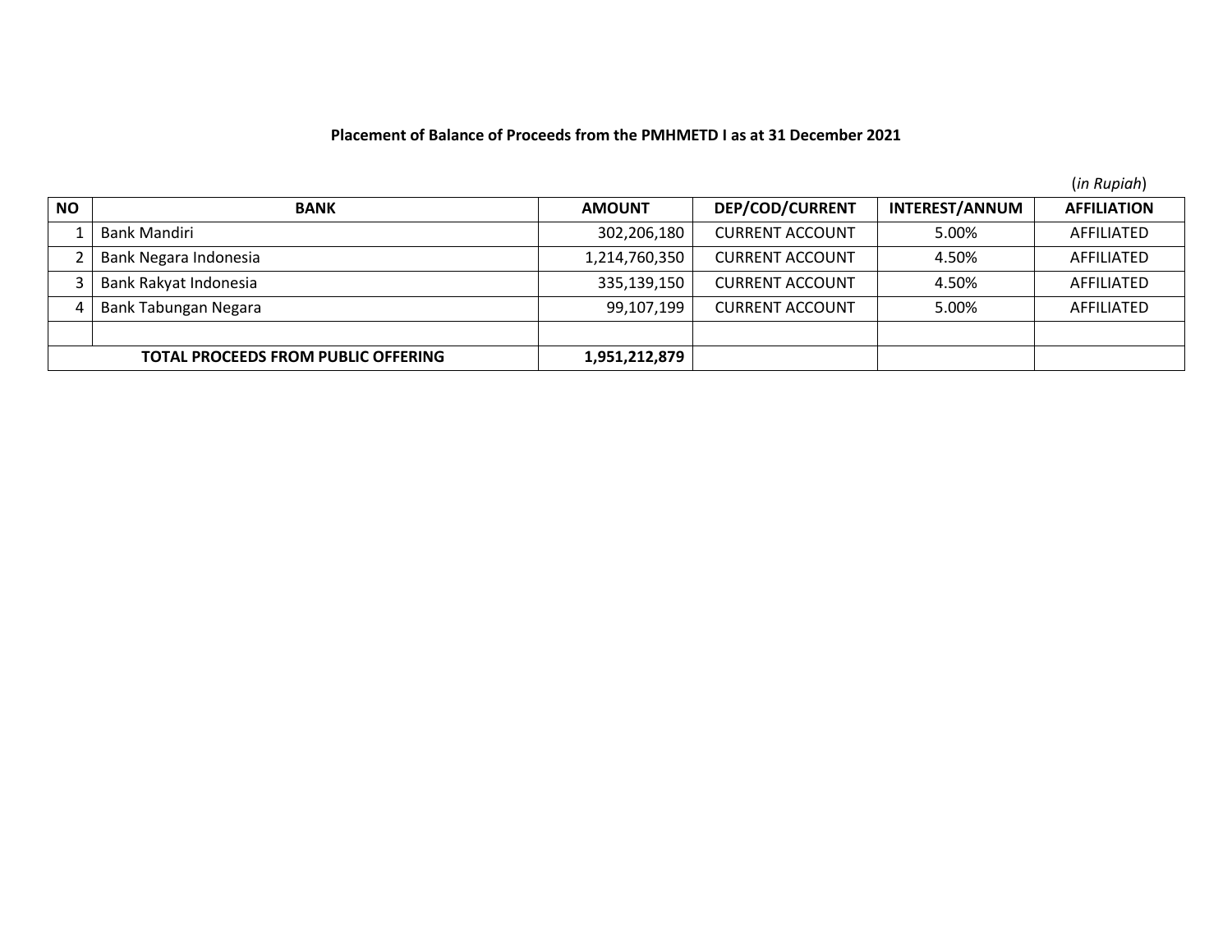**Placement of Balance of Proceeds from the PMHMETD I as at 31 December 2021**

(*in Rupiah*)

| NO | BANK | AMOUNT | DEP/COD/CURRENT | INTEREST/ANNUM | AFFILIATION |
|---|---|---|---|---|---|
| 1 | Bank Mandiri | 302,206,180 | CURRENT ACCOUNT | 5.00% | AFFILIATED |
| 2 | Bank Negara Indonesia | 1,214,760,350 | CURRENT ACCOUNT | 4.50% | AFFILIATED |
| 3 | Bank Rakyat Indonesia | 335,139,150 | CURRENT ACCOUNT | 4.50% | AFFILIATED |
| 4 | Bank Tabungan Negara | 99,107,199 | CURRENT ACCOUNT | 5.00% | AFFILIATED |
| | | | | | |
| **TOTAL PROCEEDS FROM PUBLIC OFFERING** | | **1,951,212,879** | | | |